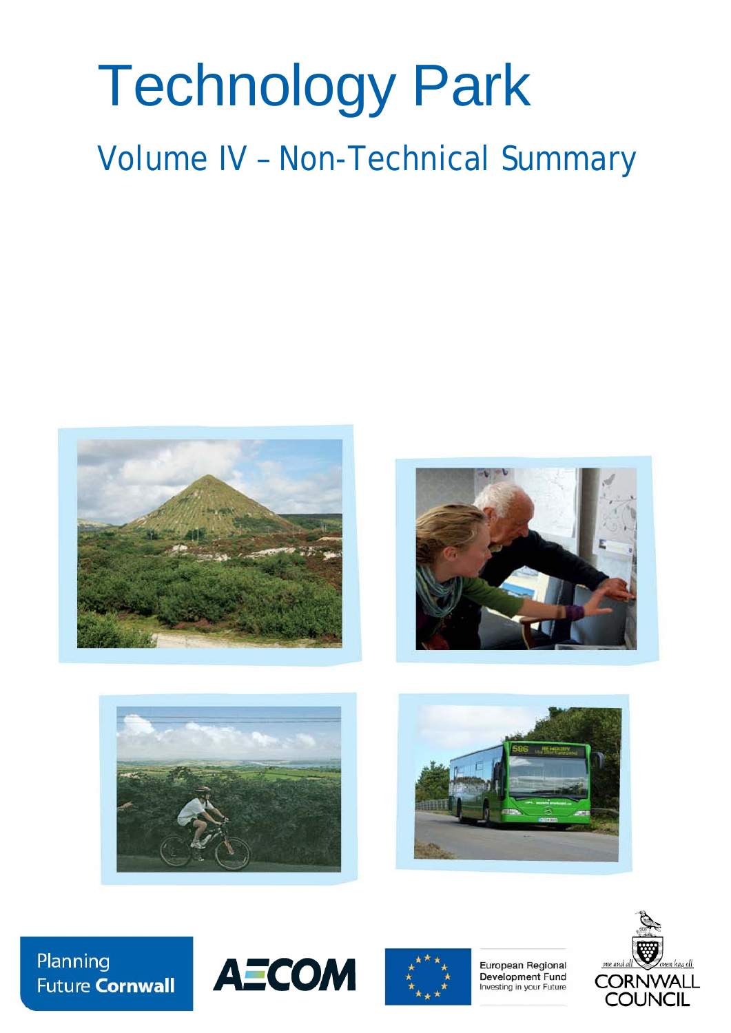# Technology Park

## Volume IV – Non-Technical Summary

Planning Future **Cornwall**

AECOM

European Regional Development Fund
Investing in your Future

CORNWALL COUNCIL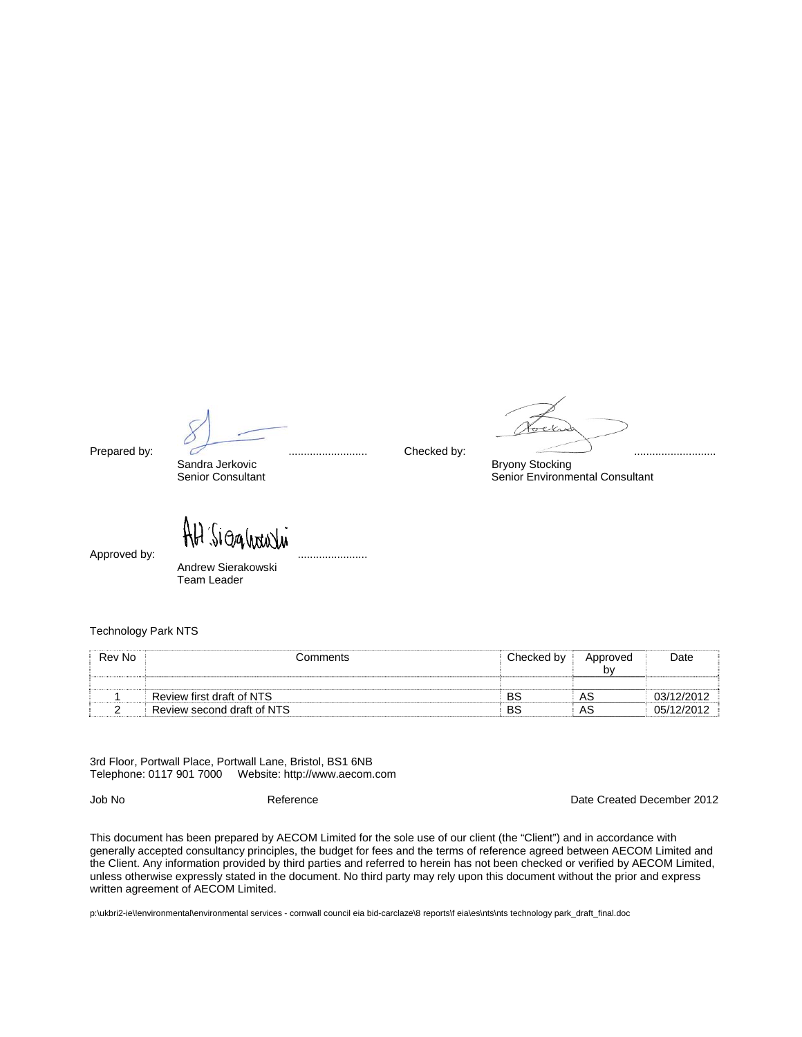Prepared by: .......................... Sandra Jerkovic, Senior Consultant

Checked by: ........................... Bryony Stocking, Senior Environmental Consultant

Approved by: ....................... Andrew Sierakowski, Team Leader

Technology Park NTS

| Rev No | Comments | Checked by | Approved by | Date |
|---|---|---|---|---|
| | | | | |
| 1 | Review first draft of NTS | BS | AS | 03/12/2012 |
| 2 | Review second draft of NTS | BS | AS | 05/12/2012 |

3rd Floor, Portwall Place, Portwall Lane, Bristol, BS1 6NB
Telephone: 0117 901 7000 Website: http://www.aecom.com

Job No Reference Date Created December 2012

This document has been prepared by AECOM Limited for the sole use of our client (the "Client") and in accordance with generally accepted consultancy principles, the budget for fees and the terms of reference agreed between AECOM Limited and the Client. Any information provided by third parties and referred to herein has not been checked or verified by AECOM Limited, unless otherwise expressly stated in the document. No third party may rely upon this document without the prior and express written agreement of AECOM Limited.

p:\ukbri2-ie\!environmental\environmental services - cornwall council eia bid-carclaze\8 reports\f eia\es\nts\nts technology park_draft_final.doc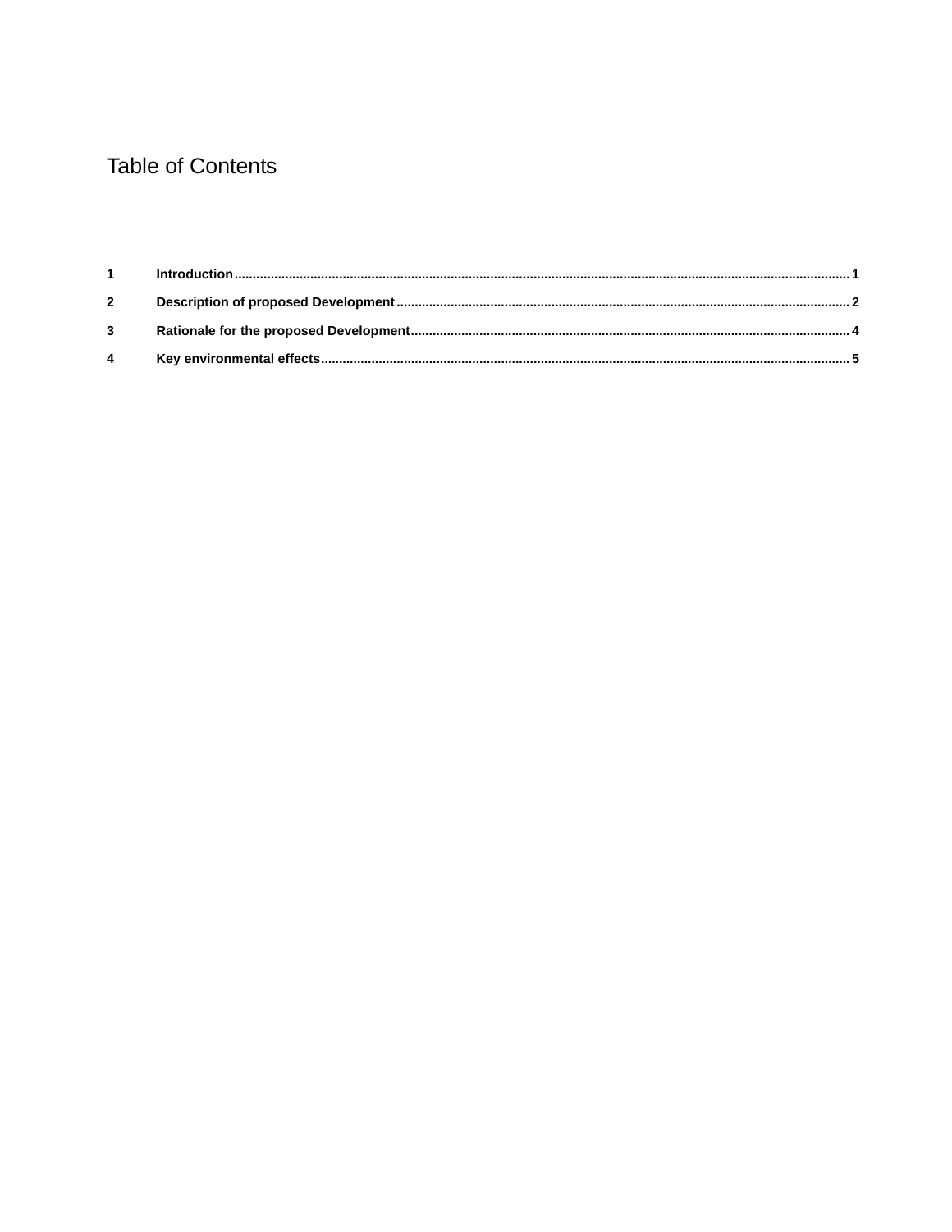# Table of Contents

| | | |
|---|---|---|
| **1** | **Introduction** | **1** |
| **2** | **Description of proposed Development** | **2** |
| **3** | **Rationale for the proposed Development** | **4** |
| **4** | **Key environmental effects** | **5** |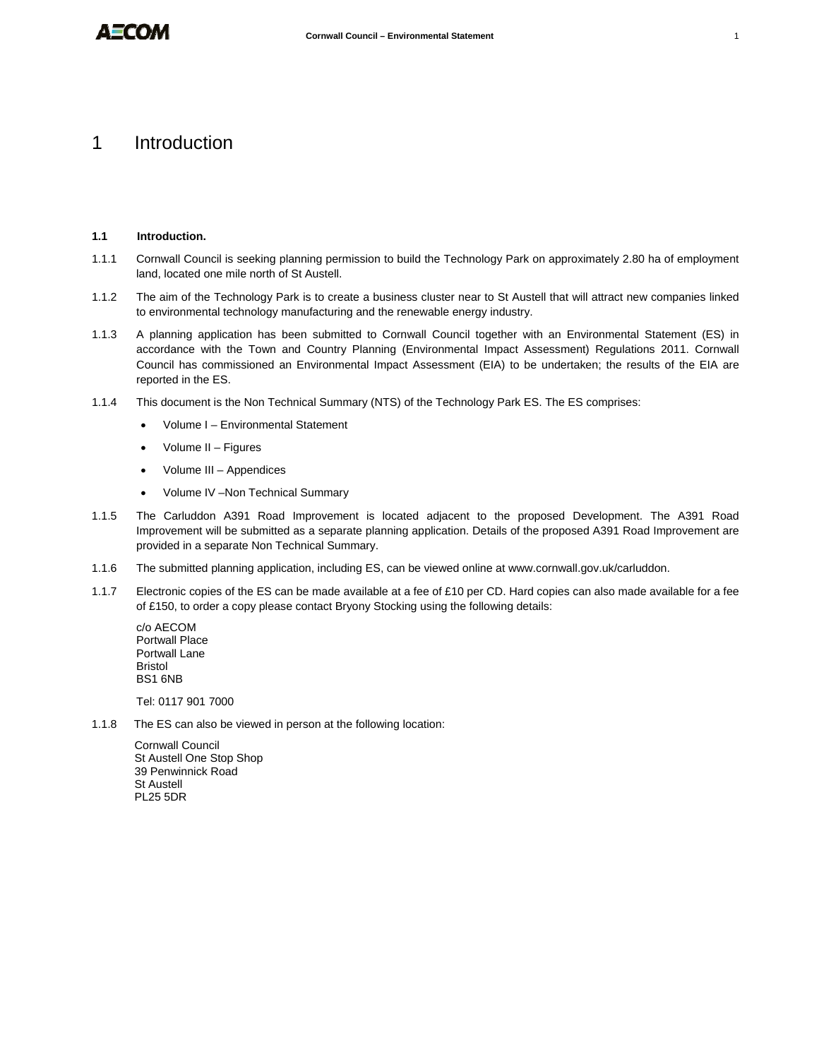# 1 Introduction

### 1.1 Introduction.

1.1.1 Cornwall Council is seeking planning permission to build the Technology Park on approximately 2.80 ha of employment land, located one mile north of St Austell.

1.1.2 The aim of the Technology Park is to create a business cluster near to St Austell that will attract new companies linked to environmental technology manufacturing and the renewable energy industry.

1.1.3 A planning application has been submitted to Cornwall Council together with an Environmental Statement (ES) in accordance with the Town and Country Planning (Environmental Impact Assessment) Regulations 2011. Cornwall Council has commissioned an Environmental Impact Assessment (EIA) to be undertaken; the results of the EIA are reported in the ES.

1.1.4 This document is the Non Technical Summary (NTS) of the Technology Park ES. The ES comprises:

- Volume I – Environmental Statement
- Volume II – Figures
- Volume III – Appendices
- Volume IV –Non Technical Summary

1.1.5 The Carluddon A391 Road Improvement is located adjacent to the proposed Development. The A391 Road Improvement will be submitted as a separate planning application. Details of the proposed A391 Road Improvement are provided in a separate Non Technical Summary.

1.1.6 The submitted planning application, including ES, can be viewed online at www.cornwall.gov.uk/carluddon.

1.1.7 Electronic copies of the ES can be made available at a fee of £10 per CD. Hard copies can also made available for a fee of £150, to order a copy please contact Bryony Stocking using the following details:

c/o AECOM
Portwall Place
Portwall Lane
Bristol
BS1 6NB

Tel: 0117 901 7000

1.1.8 The ES can also be viewed in person at the following location:

Cornwall Council
St Austell One Stop Shop
39 Penwinnick Road
St Austell
PL25 5DR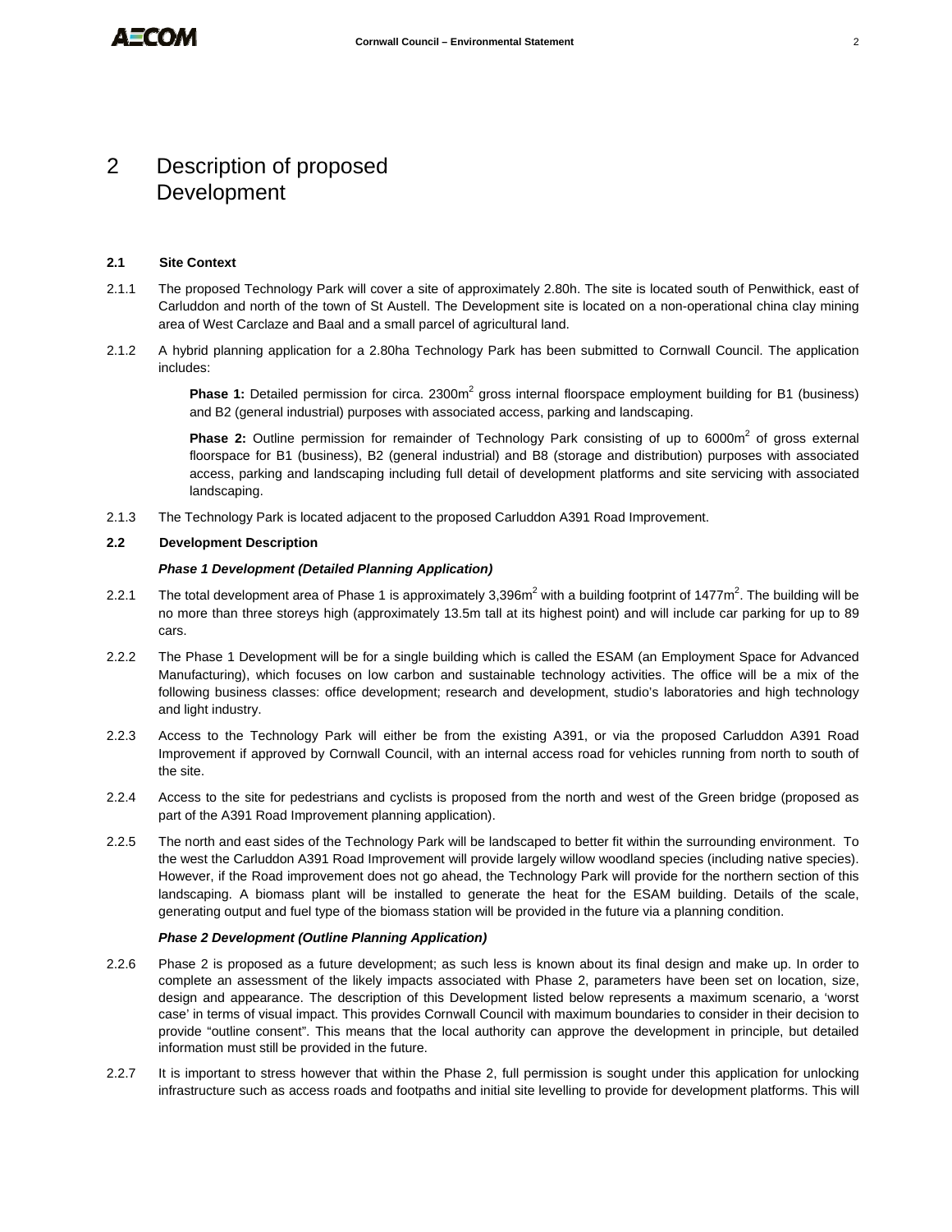# 2 Description of proposed Development

### 2.1 Site Context

2.1.1 The proposed Technology Park will cover a site of approximately 2.80h. The site is located south of Penwithick, east of Carluddon and north of the town of St Austell. The Development site is located on a non-operational china clay mining area of West Carclaze and Baal and a small parcel of agricultural land.

2.1.2 A hybrid planning application for a 2.80ha Technology Park has been submitted to Cornwall Council. The application includes:

> **Phase 1:** Detailed permission for circa. 2300m$^2$ gross internal floorspace employment building for B1 (business) and B2 (general industrial) purposes with associated access, parking and landscaping.
>
> **Phase 2:** Outline permission for remainder of Technology Park consisting of up to 6000m$^2$ of gross external floorspace for B1 (business), B2 (general industrial) and B8 (storage and distribution) purposes with associated access, parking and landscaping including full detail of development platforms and site servicing with associated landscaping.

2.1.3 The Technology Park is located adjacent to the proposed Carluddon A391 Road Improvement.

### 2.2 Development Description

***Phase 1 Development (Detailed Planning Application)***

2.2.1 The total development area of Phase 1 is approximately 3,396m$^2$ with a building footprint of 1477m$^2$. The building will be no more than three storeys high (approximately 13.5m tall at its highest point) and will include car parking for up to 89 cars.

2.2.2 The Phase 1 Development will be for a single building which is called the ESAM (an Employment Space for Advanced Manufacturing), which focuses on low carbon and sustainable technology activities. The office will be a mix of the following business classes: office development; research and development, studio's laboratories and high technology and light industry.

2.2.3 Access to the Technology Park will either be from the existing A391, or via the proposed Carluddon A391 Road Improvement if approved by Cornwall Council, with an internal access road for vehicles running from north to south of the site.

2.2.4 Access to the site for pedestrians and cyclists is proposed from the north and west of the Green bridge (proposed as part of the A391 Road Improvement planning application).

2.2.5 The north and east sides of the Technology Park will be landscaped to better fit within the surrounding environment. To the west the Carluddon A391 Road Improvement will provide largely willow woodland species (including native species). However, if the Road improvement does not go ahead, the Technology Park will provide for the northern section of this landscaping. A biomass plant will be installed to generate the heat for the ESAM building. Details of the scale, generating output and fuel type of the biomass station will be provided in the future via a planning condition.

***Phase 2 Development (Outline Planning Application)***

2.2.6 Phase 2 is proposed as a future development; as such less is known about its final design and make up. In order to complete an assessment of the likely impacts associated with Phase 2, parameters have been set on location, size, design and appearance. The description of this Development listed below represents a maximum scenario, a 'worst case' in terms of visual impact. This provides Cornwall Council with maximum boundaries to consider in their decision to provide "outline consent". This means that the local authority can approve the development in principle, but detailed information must still be provided in the future.

2.2.7 It is important to stress however that within the Phase 2, full permission is sought under this application for unlocking infrastructure such as access roads and footpaths and initial site levelling to provide for development platforms. This will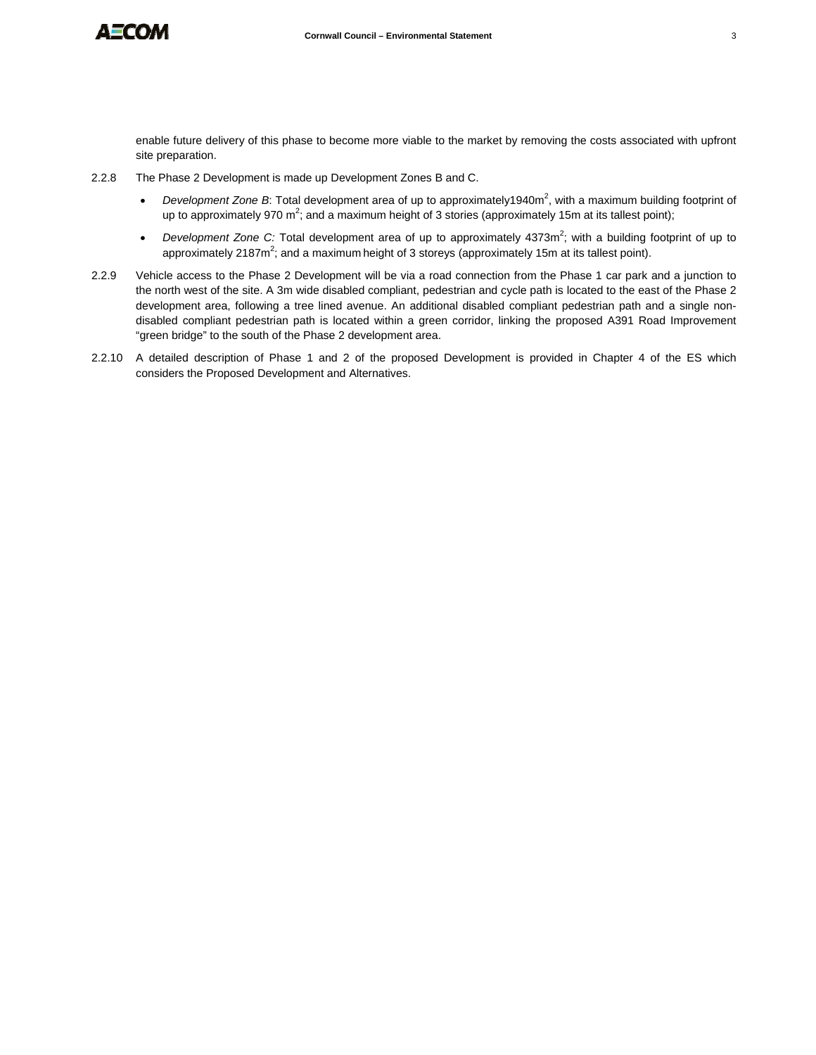enable future delivery of this phase to become more viable to the market by removing the costs associated with upfront site preparation.

2.2.8 The Phase 2 Development is made up Development Zones B and C.

- *Development Zone B*: Total development area of up to approximately1940m$^2$, with a maximum building footprint of up to approximately 970 m$^2$; and a maximum height of 3 stories (approximately 15m at its tallest point);
- *Development Zone C:* Total development area of up to approximately 4373m$^2$; with a building footprint of up to approximately 2187m$^2$; and a maximum height of 3 storeys (approximately 15m at its tallest point).

2.2.9 Vehicle access to the Phase 2 Development will be via a road connection from the Phase 1 car park and a junction to the north west of the site. A 3m wide disabled compliant, pedestrian and cycle path is located to the east of the Phase 2 development area, following a tree lined avenue. An additional disabled compliant pedestrian path and a single non-disabled compliant pedestrian path is located within a green corridor, linking the proposed A391 Road Improvement "green bridge" to the south of the Phase 2 development area.

2.2.10 A detailed description of Phase 1 and 2 of the proposed Development is provided in Chapter 4 of the ES which considers the Proposed Development and Alternatives.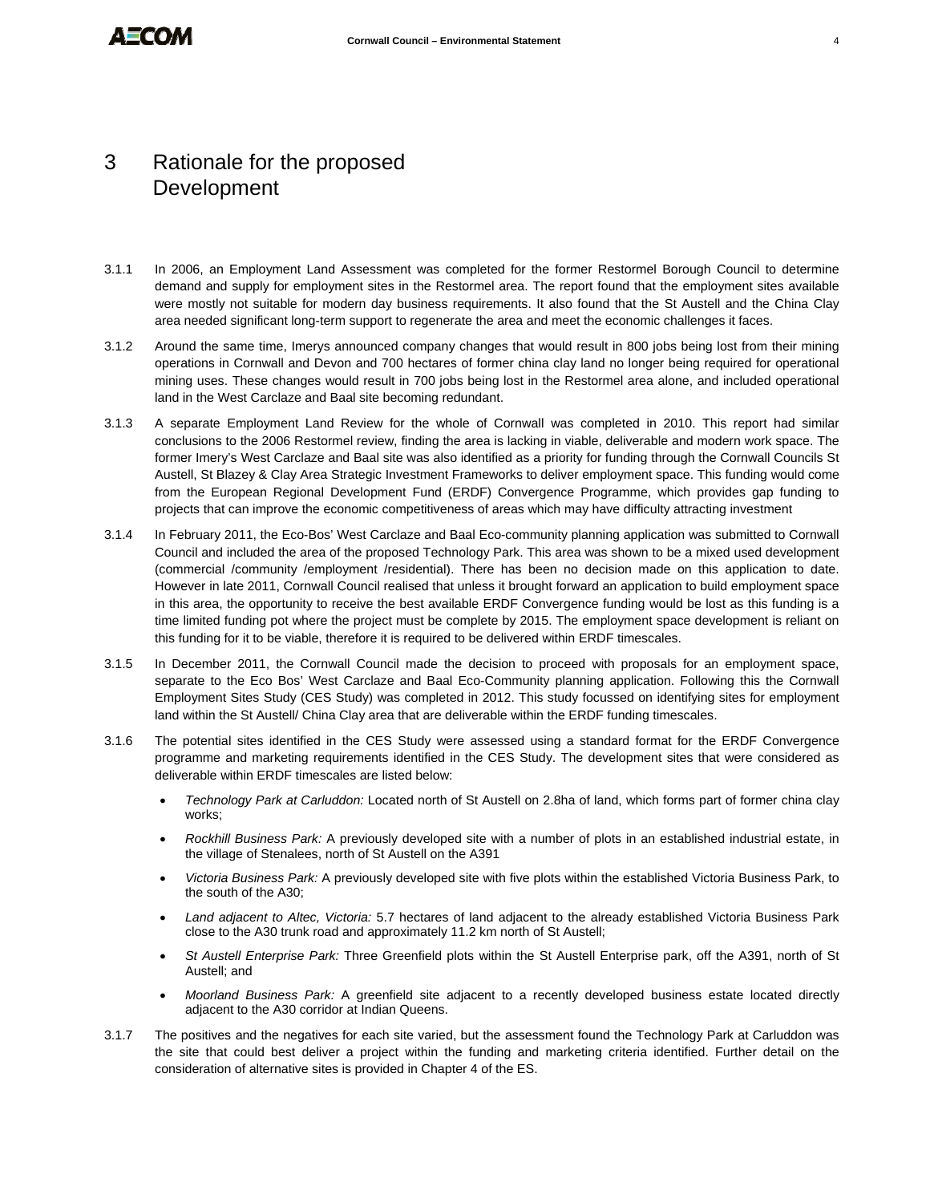# 3 Rationale for the proposed Development

3.1.1 In 2006, an Employment Land Assessment was completed for the former Restormel Borough Council to determine demand and supply for employment sites in the Restormel area. The report found that the employment sites available were mostly not suitable for modern day business requirements. It also found that the St Austell and the China Clay area needed significant long-term support to regenerate the area and meet the economic challenges it faces.

3.1.2 Around the same time, Imerys announced company changes that would result in 800 jobs being lost from their mining operations in Cornwall and Devon and 700 hectares of former china clay land no longer being required for operational mining uses. These changes would result in 700 jobs being lost in the Restormel area alone, and included operational land in the West Carclaze and Baal site becoming redundant.

3.1.3 A separate Employment Land Review for the whole of Cornwall was completed in 2010. This report had similar conclusions to the 2006 Restormel review, finding the area is lacking in viable, deliverable and modern work space. The former Imery's West Carclaze and Baal site was also identified as a priority for funding through the Cornwall Councils St Austell, St Blazey & Clay Area Strategic Investment Frameworks to deliver employment space. This funding would come from the European Regional Development Fund (ERDF) Convergence Programme, which provides gap funding to projects that can improve the economic competitiveness of areas which may have difficulty attracting investment

3.1.4 In February 2011, the Eco-Bos' West Carclaze and Baal Eco-community planning application was submitted to Cornwall Council and included the area of the proposed Technology Park. This area was shown to be a mixed used development (commercial /community /employment /residential). There has been no decision made on this application to date. However in late 2011, Cornwall Council realised that unless it brought forward an application to build employment space in this area, the opportunity to receive the best available ERDF Convergence funding would be lost as this funding is a time limited funding pot where the project must be complete by 2015. The employment space development is reliant on this funding for it to be viable, therefore it is required to be delivered within ERDF timescales.

3.1.5 In December 2011, the Cornwall Council made the decision to proceed with proposals for an employment space, separate to the Eco Bos' West Carclaze and Baal Eco-Community planning application. Following this the Cornwall Employment Sites Study (CES Study) was completed in 2012. This study focussed on identifying sites for employment land within the St Austell/ China Clay area that are deliverable within the ERDF funding timescales.

3.1.6 The potential sites identified in the CES Study were assessed using a standard format for the ERDF Convergence programme and marketing requirements identified in the CES Study. The development sites that were considered as deliverable within ERDF timescales are listed below:

- *Technology Park at Carluddon:* Located north of St Austell on 2.8ha of land, which forms part of former china clay works;
- *Rockhill Business Park:* A previously developed site with a number of plots in an established industrial estate, in the village of Stenalees, north of St Austell on the A391
- *Victoria Business Park:* A previously developed site with five plots within the established Victoria Business Park, to the south of the A30;
- *Land adjacent to Altec, Victoria:* 5.7 hectares of land adjacent to the already established Victoria Business Park close to the A30 trunk road and approximately 11.2 km north of St Austell;
- *St Austell Enterprise Park:* Three Greenfield plots within the St Austell Enterprise park, off the A391, north of St Austell; and
- *Moorland Business Park:* A greenfield site adjacent to a recently developed business estate located directly adjacent to the A30 corridor at Indian Queens.

3.1.7 The positives and the negatives for each site varied, but the assessment found the Technology Park at Carluddon was the site that could best deliver a project within the funding and marketing criteria identified. Further detail on the consideration of alternative sites is provided in Chapter 4 of the ES.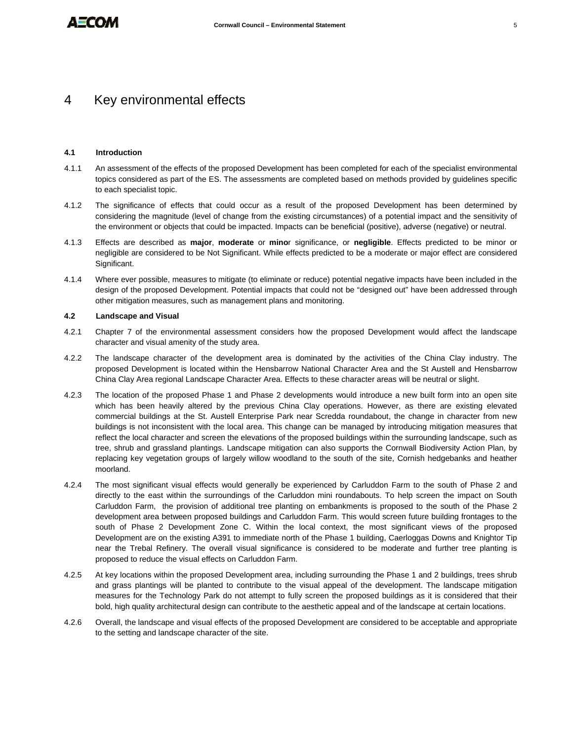# 4 Key environmental effects

### 4.1 Introduction

4.1.1 An assessment of the effects of the proposed Development has been completed for each of the specialist environmental topics considered as part of the ES. The assessments are completed based on methods provided by guidelines specific to each specialist topic.

4.1.2 The significance of effects that could occur as a result of the proposed Development has been determined by considering the magnitude (level of change from the existing circumstances) of a potential impact and the sensitivity of the environment or objects that could be impacted. Impacts can be beneficial (positive), adverse (negative) or neutral.

4.1.3 Effects are described as **major**, **moderate** or **mino**r significance, or **negligible**. Effects predicted to be minor or negligible are considered to be Not Significant. While effects predicted to be a moderate or major effect are considered Significant.

4.1.4 Where ever possible, measures to mitigate (to eliminate or reduce) potential negative impacts have been included in the design of the proposed Development. Potential impacts that could not be "designed out" have been addressed through other mitigation measures, such as management plans and monitoring.

### 4.2 Landscape and Visual

4.2.1 Chapter 7 of the environmental assessment considers how the proposed Development would affect the landscape character and visual amenity of the study area.

4.2.2 The landscape character of the development area is dominated by the activities of the China Clay industry. The proposed Development is located within the Hensbarrow National Character Area and the St Austell and Hensbarrow China Clay Area regional Landscape Character Area. Effects to these character areas will be neutral or slight.

4.2.3 The location of the proposed Phase 1 and Phase 2 developments would introduce a new built form into an open site which has been heavily altered by the previous China Clay operations. However, as there are existing elevated commercial buildings at the St. Austell Enterprise Park near Scredda roundabout, the change in character from new buildings is not inconsistent with the local area. This change can be managed by introducing mitigation measures that reflect the local character and screen the elevations of the proposed buildings within the surrounding landscape, such as tree, shrub and grassland plantings. Landscape mitigation can also supports the Cornwall Biodiversity Action Plan, by replacing key vegetation groups of largely willow woodland to the south of the site, Cornish hedgebanks and heather moorland.

4.2.4 The most significant visual effects would generally be experienced by Carluddon Farm to the south of Phase 2 and directly to the east within the surroundings of the Carluddon mini roundabouts. To help screen the impact on South Carluddon Farm, the provision of additional tree planting on embankments is proposed to the south of the Phase 2 development area between proposed buildings and Carluddon Farm. This would screen future building frontages to the south of Phase 2 Development Zone C. Within the local context, the most significant views of the proposed Development are on the existing A391 to immediate north of the Phase 1 building, Caerloggas Downs and Knightor Tip near the Trebal Refinery. The overall visual significance is considered to be moderate and further tree planting is proposed to reduce the visual effects on Carluddon Farm.

4.2.5 At key locations within the proposed Development area, including surrounding the Phase 1 and 2 buildings, trees shrub and grass plantings will be planted to contribute to the visual appeal of the development. The landscape mitigation measures for the Technology Park do not attempt to fully screen the proposed buildings as it is considered that their bold, high quality architectural design can contribute to the aesthetic appeal and of the landscape at certain locations.

4.2.6 Overall, the landscape and visual effects of the proposed Development are considered to be acceptable and appropriate to the setting and landscape character of the site.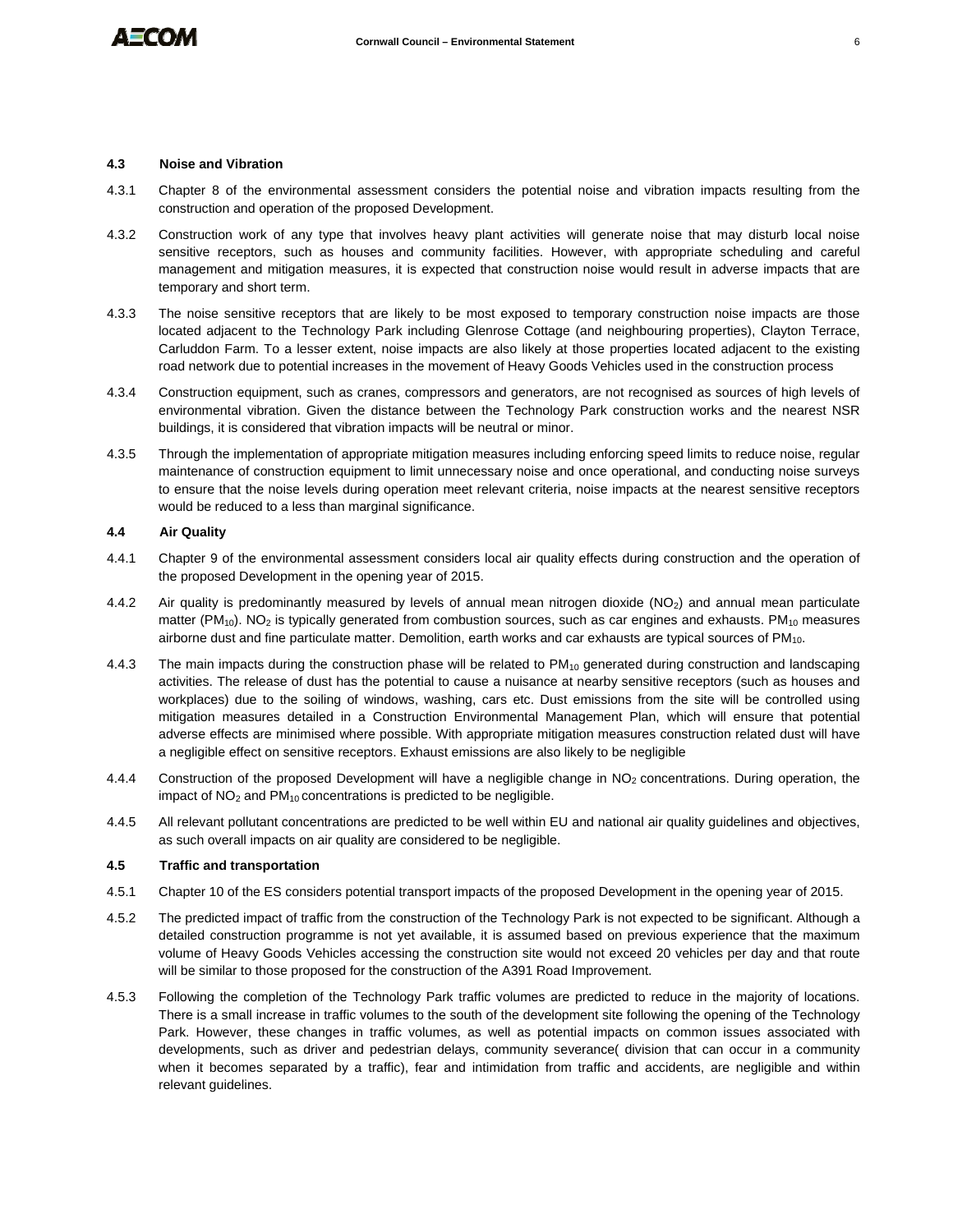### 4.3 Noise and Vibration

4.3.1 Chapter 8 of the environmental assessment considers the potential noise and vibration impacts resulting from the construction and operation of the proposed Development.

4.3.2 Construction work of any type that involves heavy plant activities will generate noise that may disturb local noise sensitive receptors, such as houses and community facilities. However, with appropriate scheduling and careful management and mitigation measures, it is expected that construction noise would result in adverse impacts that are temporary and short term.

4.3.3 The noise sensitive receptors that are likely to be most exposed to temporary construction noise impacts are those located adjacent to the Technology Park including Glenrose Cottage (and neighbouring properties), Clayton Terrace, Carluddon Farm. To a lesser extent, noise impacts are also likely at those properties located adjacent to the existing road network due to potential increases in the movement of Heavy Goods Vehicles used in the construction process

4.3.4 Construction equipment, such as cranes, compressors and generators, are not recognised as sources of high levels of environmental vibration. Given the distance between the Technology Park construction works and the nearest NSR buildings, it is considered that vibration impacts will be neutral or minor.

4.3.5 Through the implementation of appropriate mitigation measures including enforcing speed limits to reduce noise, regular maintenance of construction equipment to limit unnecessary noise and once operational, and conducting noise surveys to ensure that the noise levels during operation meet relevant criteria, noise impacts at the nearest sensitive receptors would be reduced to a less than marginal significance.

### 4.4 Air Quality

4.4.1 Chapter 9 of the environmental assessment considers local air quality effects during construction and the operation of the proposed Development in the opening year of 2015.

4.4.2 Air quality is predominantly measured by levels of annual mean nitrogen dioxide ($NO_2$) and annual mean particulate matter ($PM_{10}$). $NO_2$ is typically generated from combustion sources, such as car engines and exhausts. $PM_{10}$ measures airborne dust and fine particulate matter. Demolition, earth works and car exhausts are typical sources of $PM_{10}$.

4.4.3 The main impacts during the construction phase will be related to $PM_{10}$ generated during construction and landscaping activities. The release of dust has the potential to cause a nuisance at nearby sensitive receptors (such as houses and workplaces) due to the soiling of windows, washing, cars etc. Dust emissions from the site will be controlled using mitigation measures detailed in a Construction Environmental Management Plan, which will ensure that potential adverse effects are minimised where possible. With appropriate mitigation measures construction related dust will have a negligible effect on sensitive receptors. Exhaust emissions are also likely to be negligible

4.4.4 Construction of the proposed Development will have a negligible change in $NO_2$ concentrations. During operation, the impact of $NO_2$ and $PM_{10}$ concentrations is predicted to be negligible.

4.4.5 All relevant pollutant concentrations are predicted to be well within EU and national air quality guidelines and objectives, as such overall impacts on air quality are considered to be negligible.

### 4.5 Traffic and transportation

4.5.1 Chapter 10 of the ES considers potential transport impacts of the proposed Development in the opening year of 2015.

4.5.2 The predicted impact of traffic from the construction of the Technology Park is not expected to be significant. Although a detailed construction programme is not yet available, it is assumed based on previous experience that the maximum volume of Heavy Goods Vehicles accessing the construction site would not exceed 20 vehicles per day and that route will be similar to those proposed for the construction of the A391 Road Improvement.

4.5.3 Following the completion of the Technology Park traffic volumes are predicted to reduce in the majority of locations. There is a small increase in traffic volumes to the south of the development site following the opening of the Technology Park. However, these changes in traffic volumes, as well as potential impacts on common issues associated with developments, such as driver and pedestrian delays, community severance( division that can occur in a community when it becomes separated by a traffic), fear and intimidation from traffic and accidents, are negligible and within relevant guidelines.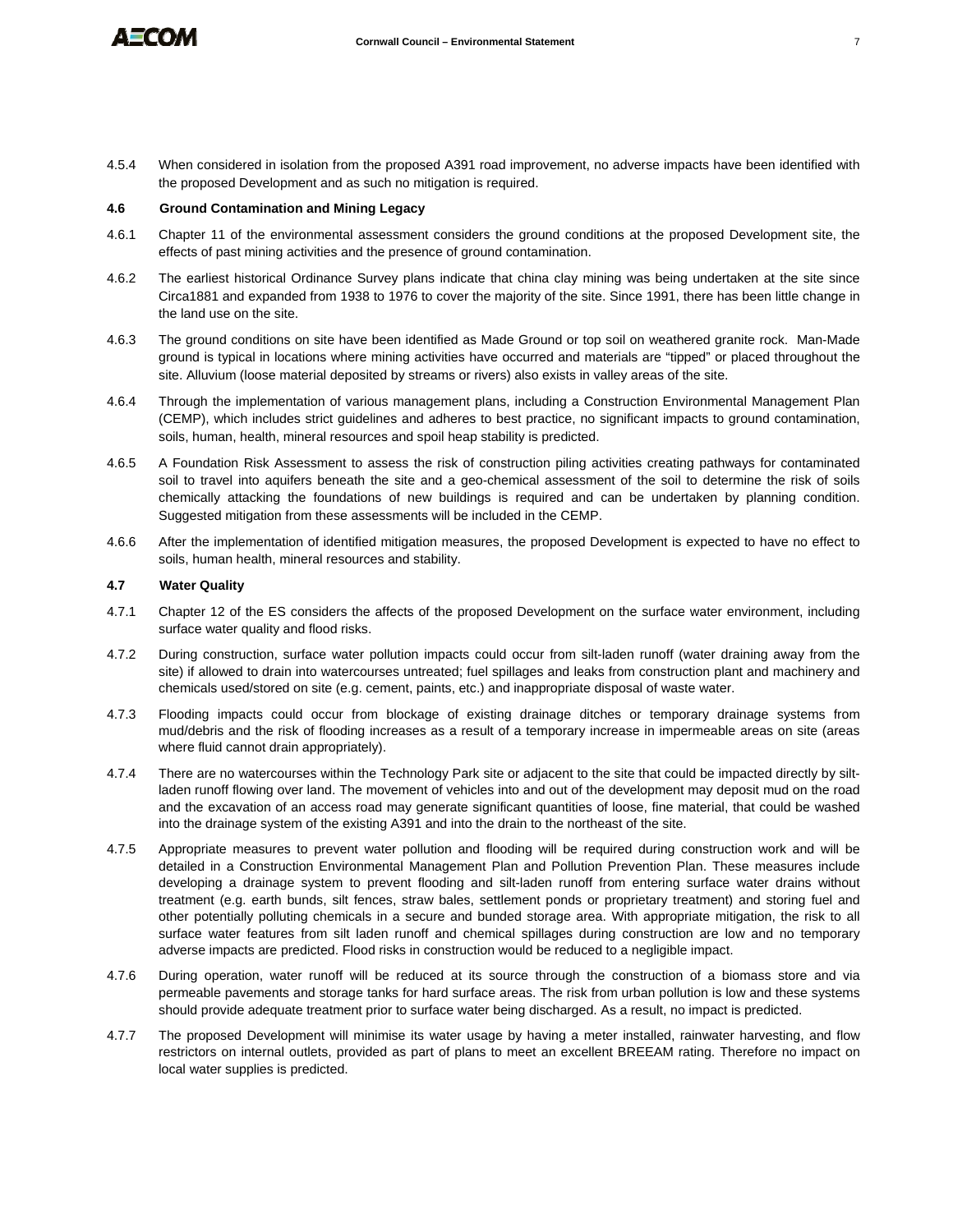4.5.4 When considered in isolation from the proposed A391 road improvement, no adverse impacts have been identified with the proposed Development and as such no mitigation is required.

### 4.6 Ground Contamination and Mining Legacy

4.6.1 Chapter 11 of the environmental assessment considers the ground conditions at the proposed Development site, the effects of past mining activities and the presence of ground contamination.

4.6.2 The earliest historical Ordinance Survey plans indicate that china clay mining was being undertaken at the site since Circa1881 and expanded from 1938 to 1976 to cover the majority of the site. Since 1991, there has been little change in the land use on the site.

4.6.3 The ground conditions on site have been identified as Made Ground or top soil on weathered granite rock. Man-Made ground is typical in locations where mining activities have occurred and materials are "tipped" or placed throughout the site. Alluvium (loose material deposited by streams or rivers) also exists in valley areas of the site.

4.6.4 Through the implementation of various management plans, including a Construction Environmental Management Plan (CEMP), which includes strict guidelines and adheres to best practice, no significant impacts to ground contamination, soils, human, health, mineral resources and spoil heap stability is predicted.

4.6.5 A Foundation Risk Assessment to assess the risk of construction piling activities creating pathways for contaminated soil to travel into aquifers beneath the site and a geo-chemical assessment of the soil to determine the risk of soils chemically attacking the foundations of new buildings is required and can be undertaken by planning condition. Suggested mitigation from these assessments will be included in the CEMP.

4.6.6 After the implementation of identified mitigation measures, the proposed Development is expected to have no effect to soils, human health, mineral resources and stability.

### 4.7 Water Quality

4.7.1 Chapter 12 of the ES considers the affects of the proposed Development on the surface water environment, including surface water quality and flood risks.

4.7.2 During construction, surface water pollution impacts could occur from silt-laden runoff (water draining away from the site) if allowed to drain into watercourses untreated; fuel spillages and leaks from construction plant and machinery and chemicals used/stored on site (e.g. cement, paints, etc.) and inappropriate disposal of waste water.

4.7.3 Flooding impacts could occur from blockage of existing drainage ditches or temporary drainage systems from mud/debris and the risk of flooding increases as a result of a temporary increase in impermeable areas on site (areas where fluid cannot drain appropriately).

4.7.4 There are no watercourses within the Technology Park site or adjacent to the site that could be impacted directly by silt-laden runoff flowing over land. The movement of vehicles into and out of the development may deposit mud on the road and the excavation of an access road may generate significant quantities of loose, fine material, that could be washed into the drainage system of the existing A391 and into the drain to the northeast of the site.

4.7.5 Appropriate measures to prevent water pollution and flooding will be required during construction work and will be detailed in a Construction Environmental Management Plan and Pollution Prevention Plan. These measures include developing a drainage system to prevent flooding and silt-laden runoff from entering surface water drains without treatment (e.g. earth bunds, silt fences, straw bales, settlement ponds or proprietary treatment) and storing fuel and other potentially polluting chemicals in a secure and bunded storage area. With appropriate mitigation, the risk to all surface water features from silt laden runoff and chemical spillages during construction are low and no temporary adverse impacts are predicted. Flood risks in construction would be reduced to a negligible impact.

4.7.6 During operation, water runoff will be reduced at its source through the construction of a biomass store and via permeable pavements and storage tanks for hard surface areas. The risk from urban pollution is low and these systems should provide adequate treatment prior to surface water being discharged. As a result, no impact is predicted.

4.7.7 The proposed Development will minimise its water usage by having a meter installed, rainwater harvesting, and flow restrictors on internal outlets, provided as part of plans to meet an excellent BREEAM rating. Therefore no impact on local water supplies is predicted.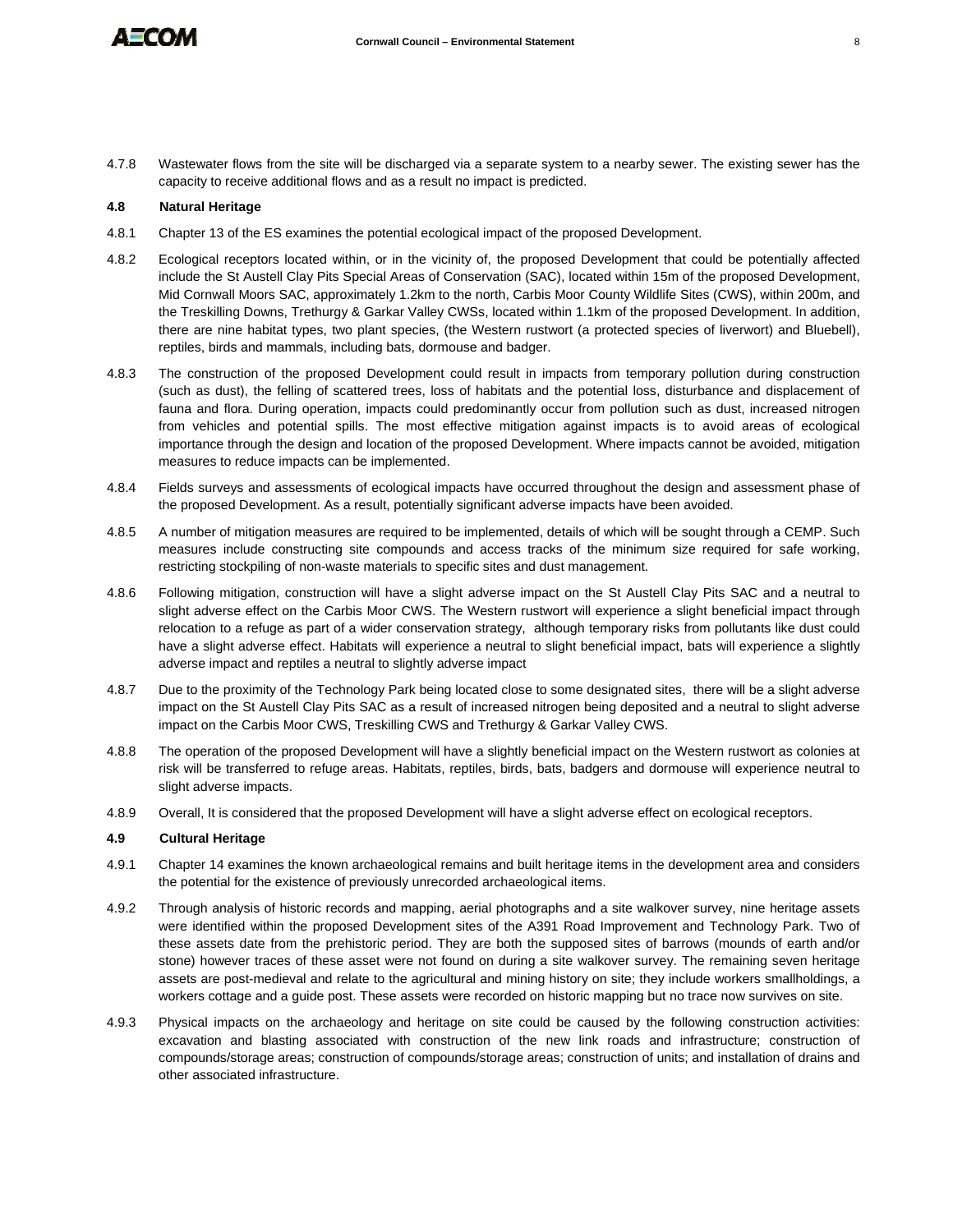4.7.8 Wastewater flows from the site will be discharged via a separate system to a nearby sewer. The existing sewer has the capacity to receive additional flows and as a result no impact is predicted.

### 4.8 Natural Heritage

4.8.1 Chapter 13 of the ES examines the potential ecological impact of the proposed Development.

4.8.2 Ecological receptors located within, or in the vicinity of, the proposed Development that could be potentially affected include the St Austell Clay Pits Special Areas of Conservation (SAC), located within 15m of the proposed Development, Mid Cornwall Moors SAC, approximately 1.2km to the north, Carbis Moor County Wildlife Sites (CWS), within 200m, and the Treskilling Downs, Trethurgy & Garkar Valley CWSs, located within 1.1km of the proposed Development. In addition, there are nine habitat types, two plant species, (the Western rustwort (a protected species of liverwort) and Bluebell), reptiles, birds and mammals, including bats, dormouse and badger.

4.8.3 The construction of the proposed Development could result in impacts from temporary pollution during construction (such as dust), the felling of scattered trees, loss of habitats and the potential loss, disturbance and displacement of fauna and flora. During operation, impacts could predominantly occur from pollution such as dust, increased nitrogen from vehicles and potential spills. The most effective mitigation against impacts is to avoid areas of ecological importance through the design and location of the proposed Development. Where impacts cannot be avoided, mitigation measures to reduce impacts can be implemented.

4.8.4 Fields surveys and assessments of ecological impacts have occurred throughout the design and assessment phase of the proposed Development. As a result, potentially significant adverse impacts have been avoided.

4.8.5 A number of mitigation measures are required to be implemented, details of which will be sought through a CEMP. Such measures include constructing site compounds and access tracks of the minimum size required for safe working, restricting stockpiling of non-waste materials to specific sites and dust management.

4.8.6 Following mitigation, construction will have a slight adverse impact on the St Austell Clay Pits SAC and a neutral to slight adverse effect on the Carbis Moor CWS. The Western rustwort will experience a slight beneficial impact through relocation to a refuge as part of a wider conservation strategy, although temporary risks from pollutants like dust could have a slight adverse effect. Habitats will experience a neutral to slight beneficial impact, bats will experience a slightly adverse impact and reptiles a neutral to slightly adverse impact

4.8.7 Due to the proximity of the Technology Park being located close to some designated sites, there will be a slight adverse impact on the St Austell Clay Pits SAC as a result of increased nitrogen being deposited and a neutral to slight adverse impact on the Carbis Moor CWS, Treskilling CWS and Trethurgy & Garkar Valley CWS.

4.8.8 The operation of the proposed Development will have a slightly beneficial impact on the Western rustwort as colonies at risk will be transferred to refuge areas. Habitats, reptiles, birds, bats, badgers and dormouse will experience neutral to slight adverse impacts.

4.8.9 Overall, It is considered that the proposed Development will have a slight adverse effect on ecological receptors.

### 4.9 Cultural Heritage

4.9.1 Chapter 14 examines the known archaeological remains and built heritage items in the development area and considers the potential for the existence of previously unrecorded archaeological items.

4.9.2 Through analysis of historic records and mapping, aerial photographs and a site walkover survey, nine heritage assets were identified within the proposed Development sites of the A391 Road Improvement and Technology Park. Two of these assets date from the prehistoric period. They are both the supposed sites of barrows (mounds of earth and/or stone) however traces of these asset were not found on during a site walkover survey. The remaining seven heritage assets are post-medieval and relate to the agricultural and mining history on site; they include workers smallholdings, a workers cottage and a guide post. These assets were recorded on historic mapping but no trace now survives on site.

4.9.3 Physical impacts on the archaeology and heritage on site could be caused by the following construction activities: excavation and blasting associated with construction of the new link roads and infrastructure; construction of compounds/storage areas; construction of compounds/storage areas; construction of units; and installation of drains and other associated infrastructure.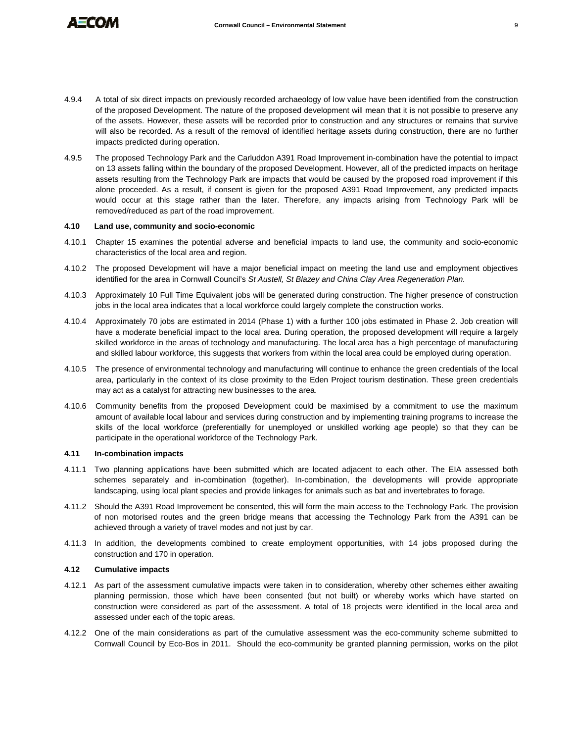4.9.4 A total of six direct impacts on previously recorded archaeology of low value have been identified from the construction of the proposed Development. The nature of the proposed development will mean that it is not possible to preserve any of the assets. However, these assets will be recorded prior to construction and any structures or remains that survive will also be recorded. As a result of the removal of identified heritage assets during construction, there are no further impacts predicted during operation.

4.9.5 The proposed Technology Park and the Carluddon A391 Road Improvement in-combination have the potential to impact on 13 assets falling within the boundary of the proposed Development. However, all of the predicted impacts on heritage assets resulting from the Technology Park are impacts that would be caused by the proposed road improvement if this alone proceeded. As a result, if consent is given for the proposed A391 Road Improvement, any predicted impacts would occur at this stage rather than the later. Therefore, any impacts arising from Technology Park will be removed/reduced as part of the road improvement.

### 4.10 Land use, community and socio-economic

4.10.1 Chapter 15 examines the potential adverse and beneficial impacts to land use, the community and socio-economic characteristics of the local area and region.

4.10.2 The proposed Development will have a major beneficial impact on meeting the land use and employment objectives identified for the area in Cornwall Council's *St Austell, St Blazey and China Clay Area Regeneration Plan.*

4.10.3 Approximately 10 Full Time Equivalent jobs will be generated during construction. The higher presence of construction jobs in the local area indicates that a local workforce could largely complete the construction works.

4.10.4 Approximately 70 jobs are estimated in 2014 (Phase 1) with a further 100 jobs estimated in Phase 2. Job creation will have a moderate beneficial impact to the local area. During operation, the proposed development will require a largely skilled workforce in the areas of technology and manufacturing. The local area has a high percentage of manufacturing and skilled labour workforce, this suggests that workers from within the local area could be employed during operation.

4.10.5 The presence of environmental technology and manufacturing will continue to enhance the green credentials of the local area, particularly in the context of its close proximity to the Eden Project tourism destination. These green credentials may act as a catalyst for attracting new businesses to the area.

4.10.6 Community benefits from the proposed Development could be maximised by a commitment to use the maximum amount of available local labour and services during construction and by implementing training programs to increase the skills of the local workforce (preferentially for unemployed or unskilled working age people) so that they can be participate in the operational workforce of the Technology Park.

### 4.11 In-combination impacts

4.11.1 Two planning applications have been submitted which are located adjacent to each other. The EIA assessed both schemes separately and in-combination (together). In-combination, the developments will provide appropriate landscaping, using local plant species and provide linkages for animals such as bat and invertebrates to forage.

4.11.2 Should the A391 Road Improvement be consented, this will form the main access to the Technology Park. The provision of non motorised routes and the green bridge means that accessing the Technology Park from the A391 can be achieved through a variety of travel modes and not just by car.

4.11.3 In addition, the developments combined to create employment opportunities, with 14 jobs proposed during the construction and 170 in operation.

### 4.12 Cumulative impacts

4.12.1 As part of the assessment cumulative impacts were taken in to consideration, whereby other schemes either awaiting planning permission, those which have been consented (but not built) or whereby works which have started on construction were considered as part of the assessment. A total of 18 projects were identified in the local area and assessed under each of the topic areas.

4.12.2 One of the main considerations as part of the cumulative assessment was the eco-community scheme submitted to Cornwall Council by Eco-Bos in 2011. Should the eco-community be granted planning permission, works on the pilot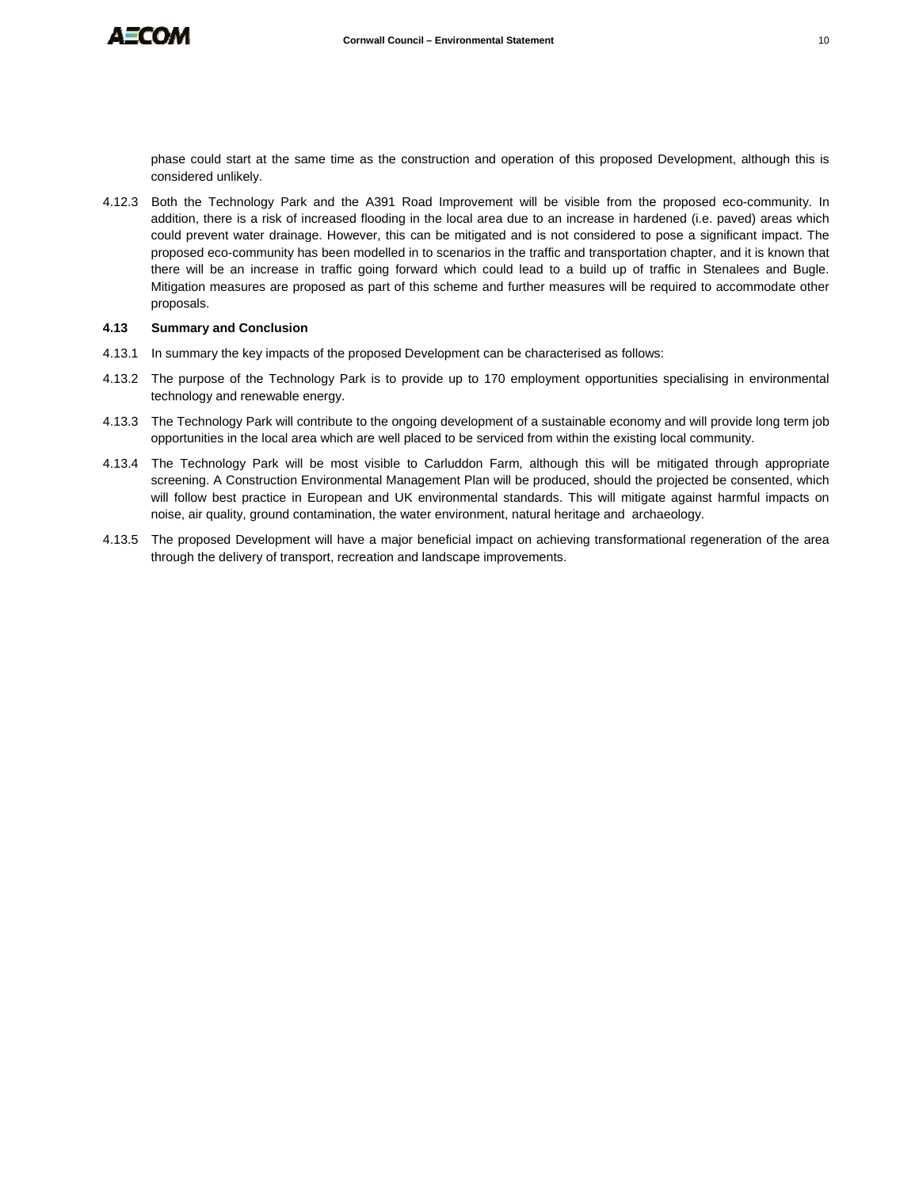phase could start at the same time as the construction and operation of this proposed Development, although this is considered unlikely.

4.12.3 Both the Technology Park and the A391 Road Improvement will be visible from the proposed eco-community. In addition, there is a risk of increased flooding in the local area due to an increase in hardened (i.e. paved) areas which could prevent water drainage. However, this can be mitigated and is not considered to pose a significant impact. The proposed eco-community has been modelled in to scenarios in the traffic and transportation chapter, and it is known that there will be an increase in traffic going forward which could lead to a build up of traffic in Stenalees and Bugle. Mitigation measures are proposed as part of this scheme and further measures will be required to accommodate other proposals.

### 4.13 Summary and Conclusion

4.13.1 In summary the key impacts of the proposed Development can be characterised as follows:

4.13.2 The purpose of the Technology Park is to provide up to 170 employment opportunities specialising in environmental technology and renewable energy.

4.13.3 The Technology Park will contribute to the ongoing development of a sustainable economy and will provide long term job opportunities in the local area which are well placed to be serviced from within the existing local community.

4.13.4 The Technology Park will be most visible to Carluddon Farm, although this will be mitigated through appropriate screening. A Construction Environmental Management Plan will be produced, should the projected be consented, which will follow best practice in European and UK environmental standards. This will mitigate against harmful impacts on noise, air quality, ground contamination, the water environment, natural heritage and archaeology.

4.13.5 The proposed Development will have a major beneficial impact on achieving transformational regeneration of the area through the delivery of transport, recreation and landscape improvements.